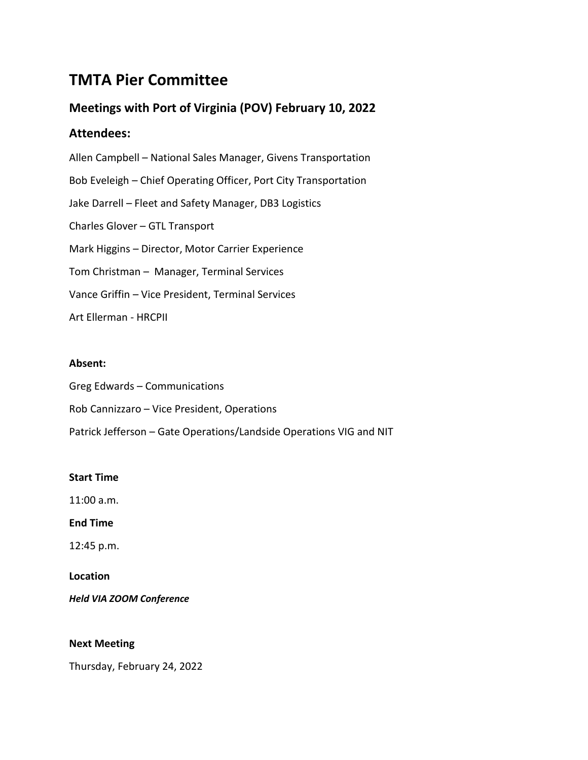# TMTA Pier Committee

## Meetings with Port of Virginia (POV) February 10, 2022

## Attendees:

Allen Campbell – National Sales Manager, Givens Transportation

Bob Eveleigh – Chief Operating Officer, Port City Transportation

Jake Darrell – Fleet and Safety Manager, DB3 Logistics

Charles Glover – GTL Transport

Mark Higgins – Director, Motor Carrier Experience

Tom Christman – Manager, Terminal Services

Vance Griffin – Vice President, Terminal Services

Art Ellerman - HRCPII

**Absent:**

Greg Edwards – Communications

Rob Cannizzaro – Vice President, Operations

Patrick Jefferson – Gate Operations/Landside Operations VIG and NIT

**Start Time**

11:00 a.m.

**End Time**

12:45 p.m.

**Location**

***Held VIA ZOOM Conference***

**Next Meeting**

Thursday, February 24, 2022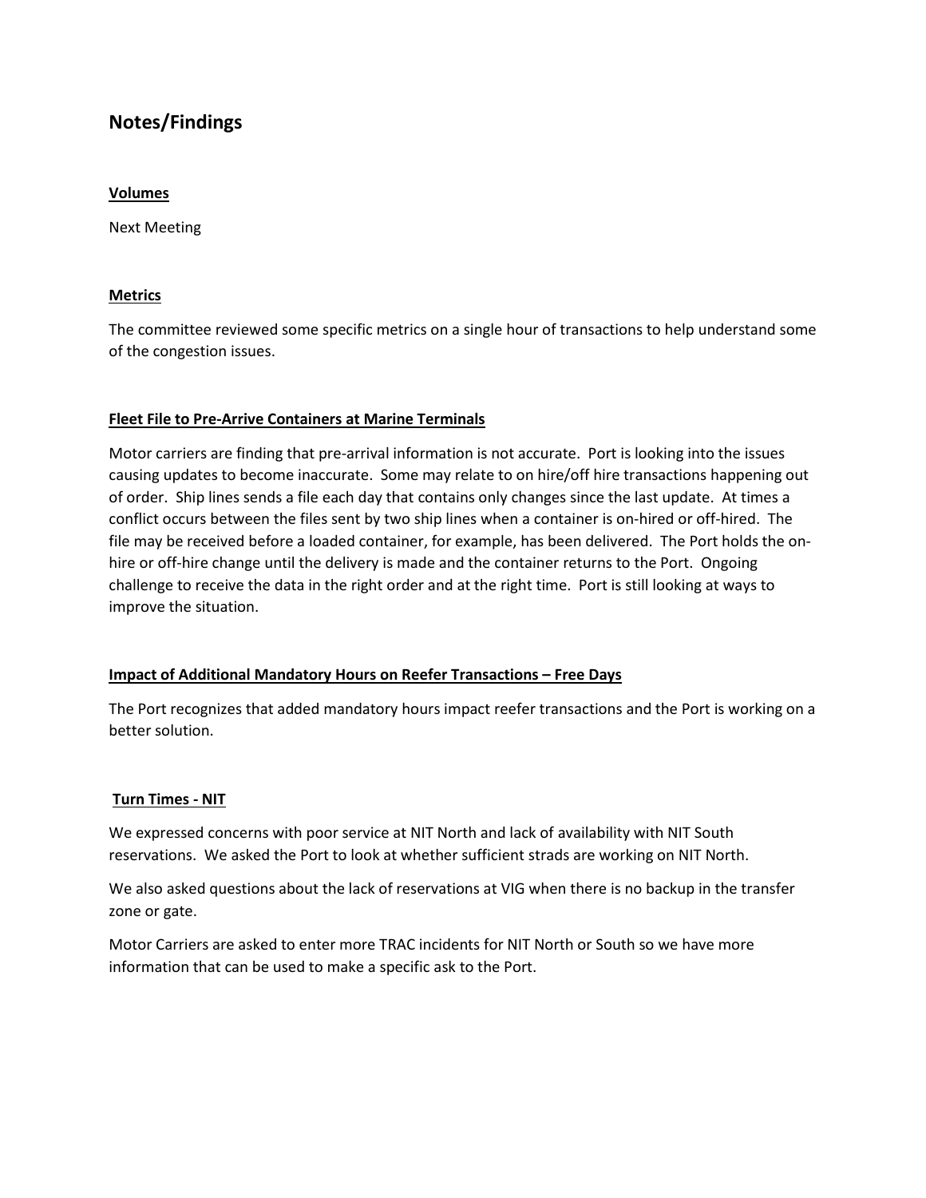## Notes/Findings

**Volumes**

Next Meeting

**Metrics**

The committee reviewed some specific metrics on a single hour of transactions to help understand some of the congestion issues.

**Fleet File to Pre-Arrive Containers at Marine Terminals**

Motor carriers are finding that pre-arrival information is not accurate. Port is looking into the issues causing updates to become inaccurate. Some may relate to on hire/off hire transactions happening out of order. Ship lines sends a file each day that contains only changes since the last update. At times a conflict occurs between the files sent by two ship lines when a container is on-hired or off-hired. The file may be received before a loaded container, for example, has been delivered. The Port holds the on-hire or off-hire change until the delivery is made and the container returns to the Port. Ongoing challenge to receive the data in the right order and at the right time. Port is still looking at ways to improve the situation.

**Impact of Additional Mandatory Hours on Reefer Transactions – Free Days**

The Port recognizes that added mandatory hours impact reefer transactions and the Port is working on a better solution.

**Turn Times - NIT**

We expressed concerns with poor service at NIT North and lack of availability with NIT South reservations. We asked the Port to look at whether sufficient strads are working on NIT North.

We also asked questions about the lack of reservations at VIG when there is no backup in the transfer zone or gate.

Motor Carriers are asked to enter more TRAC incidents for NIT North or South so we have more information that can be used to make a specific ask to the Port.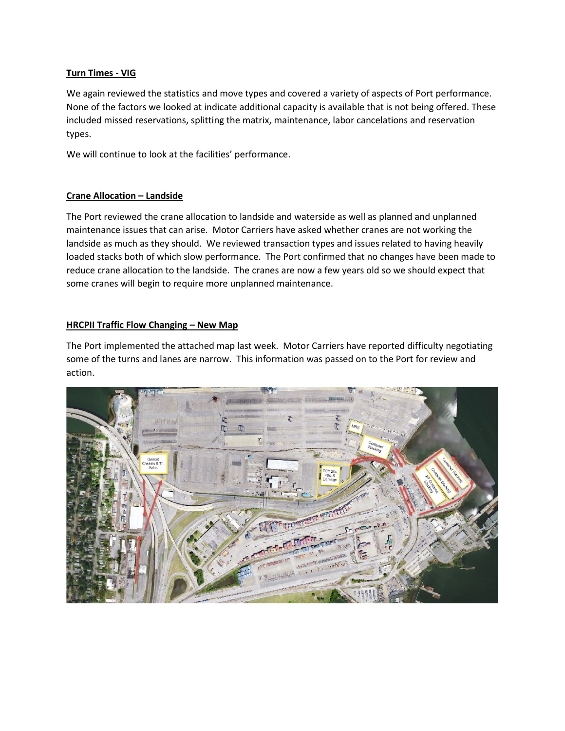**Turn Times - VIG**

We again reviewed the statistics and move types and covered a variety of aspects of Port performance. None of the factors we looked at indicate additional capacity is available that is not being offered. These included missed reservations, splitting the matrix, maintenance, labor cancelations and reservation types.

We will continue to look at the facilities' performance.

**Crane Allocation – Landside**

The Port reviewed the crane allocation to landside and waterside as well as planned and unplanned maintenance issues that can arise. Motor Carriers have asked whether cranes are not working the landside as much as they should. We reviewed transaction types and issues related to having heavily loaded stacks both of which slow performance. The Port confirmed that no changes have been made to reduce crane allocation to the landside. The cranes are now a few years old so we should expect that some cranes will begin to require more unplanned maintenance.

**HRCPII Traffic Flow Changing – New Map**

The Port implemented the attached map last week. Motor Carriers have reported difficulty negotiating some of the turns and lanes are narrow. This information was passed on to the Port for review and action.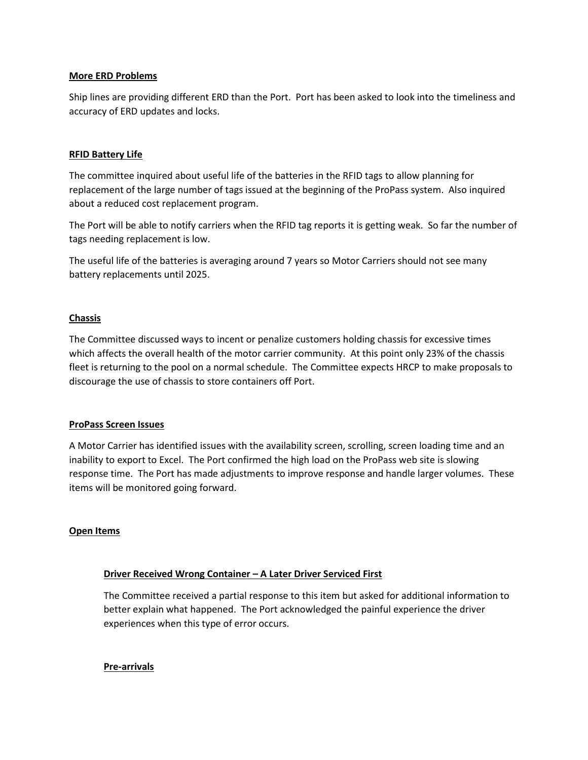## More ERD Problems

Ship lines are providing different ERD than the Port. Port has been asked to look into the timeliness and accuracy of ERD updates and locks.

## RFID Battery Life

The committee inquired about useful life of the batteries in the RFID tags to allow planning for replacement of the large number of tags issued at the beginning of the ProPass system. Also inquired about a reduced cost replacement program.

The Port will be able to notify carriers when the RFID tag reports it is getting weak. So far the number of tags needing replacement is low.

The useful life of the batteries is averaging around 7 years so Motor Carriers should not see many battery replacements until 2025.

## Chassis

The Committee discussed ways to incent or penalize customers holding chassis for excessive times which affects the overall health of the motor carrier community. At this point only 23% of the chassis fleet is returning to the pool on a normal schedule. The Committee expects HRCP to make proposals to discourage the use of chassis to store containers off Port.

## ProPass Screen Issues

A Motor Carrier has identified issues with the availability screen, scrolling, screen loading time and an inability to export to Excel. The Port confirmed the high load on the ProPass web site is slowing response time. The Port has made adjustments to improve response and handle larger volumes. These items will be monitored going forward.

## Open Items

### Driver Received Wrong Container – A Later Driver Serviced First

The Committee received a partial response to this item but asked for additional information to better explain what happened. The Port acknowledged the painful experience the driver experiences when this type of error occurs.

### Pre-arrivals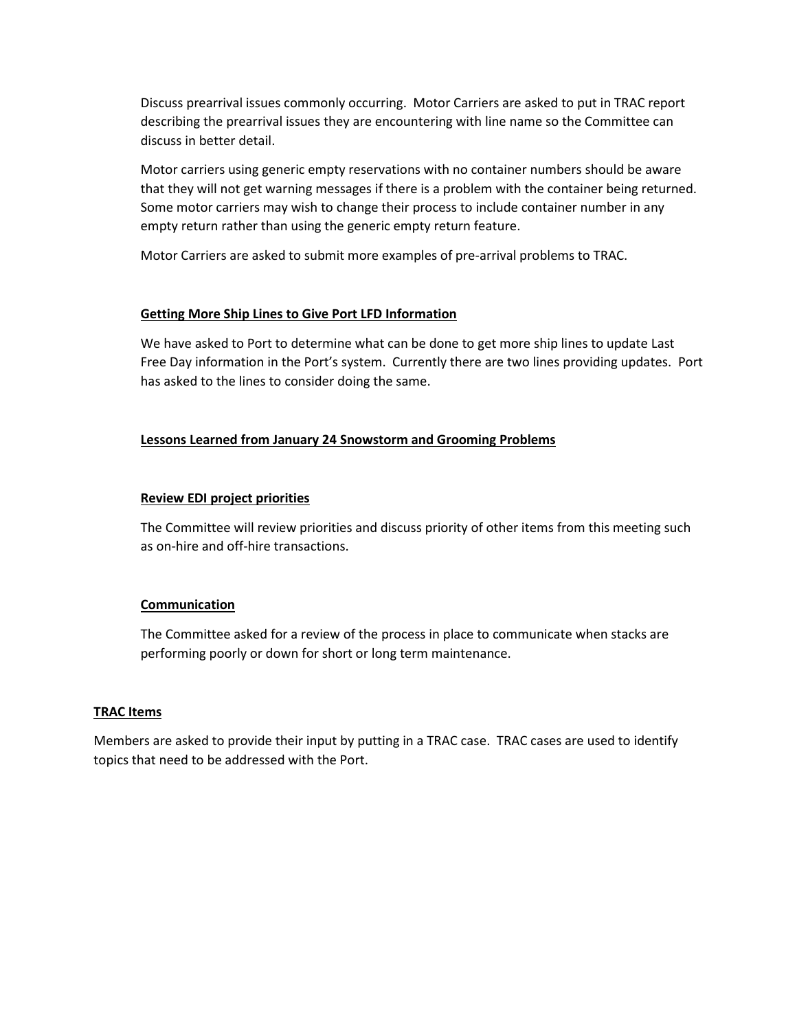Discuss prearrival issues commonly occurring. Motor Carriers are asked to put in TRAC report describing the prearrival issues they are encountering with line name so the Committee can discuss in better detail.

Motor carriers using generic empty reservations with no container numbers should be aware that they will not get warning messages if there is a problem with the container being returned. Some motor carriers may wish to change their process to include container number in any empty return rather than using the generic empty return feature.

Motor Carriers are asked to submit more examples of pre-arrival problems to TRAC.

**Getting More Ship Lines to Give Port LFD Information**

We have asked to Port to determine what can be done to get more ship lines to update Last Free Day information in the Port's system. Currently there are two lines providing updates. Port has asked to the lines to consider doing the same.

**Lessons Learned from January 24 Snowstorm and Grooming Problems**

**Review EDI project priorities**

The Committee will review priorities and discuss priority of other items from this meeting such as on-hire and off-hire transactions.

**Communication**

The Committee asked for a review of the process in place to communicate when stacks are performing poorly or down for short or long term maintenance.

**TRAC Items**

Members are asked to provide their input by putting in a TRAC case. TRAC cases are used to identify topics that need to be addressed with the Port.